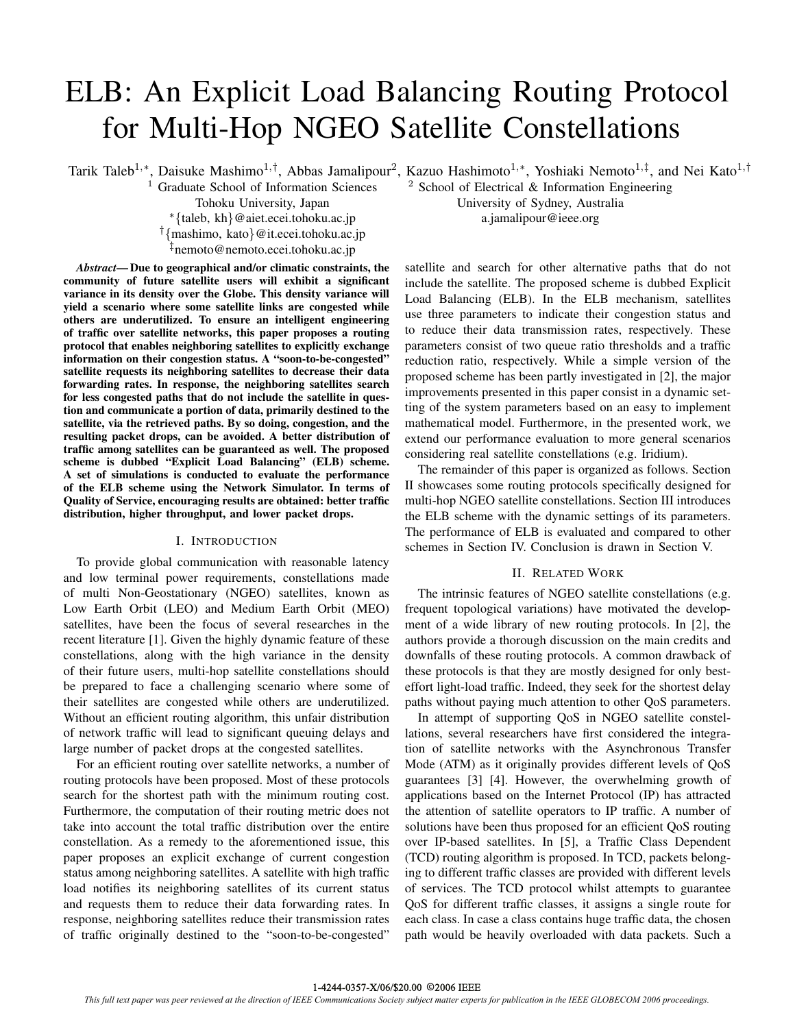# ELB: An Explicit Load Balancing Routing Protocol for Multi-Hop NGEO Satellite Constellations

Tarik Taleb[1,*], Daisuke Mashimo[1,†], Abbas Jamalipour[2], Kazuo Hashimoto[1,*], Yoshiaki Nemoto[1,‡], and Nei Kato[1,†]

[1] Graduate School of Information Sciences
Tohoku University, Japan
*{taleb, kh}@aiet.ecei.tohoku.ac.jp
†{mashimo, kato}@it.ecei.tohoku.ac.jp
‡nemoto@nemoto.ecei.tohoku.ac.jp

[2] School of Electrical & Information Engineering
University of Sydney, Australia
a.jamalipour@ieee.org

***Abstract*— Due to geographical and/or climatic constraints, the community of future satellite users will exhibit a significant variance in its density over the Globe. This density variance will yield a scenario where some satellite links are congested while others are underutilized. To ensure an intelligent engineering of traffic over satellite networks, this paper proposes a routing protocol that enables neighboring satellites to explicitly exchange information on their congestion status. A "soon-to-be-congested" satellite requests its neighboring satellites to decrease their data forwarding rates. In response, the neighboring satellites search for less congested paths that do not include the satellite in question and communicate a portion of data, primarily destined to the satellite, via the retrieved paths. By so doing, congestion, and the resulting packet drops, can be avoided. A better distribution of traffic among satellites can be guaranteed as well. The proposed scheme is dubbed "Explicit Load Balancing" (ELB) scheme. A set of simulations is conducted to evaluate the performance of the ELB scheme using the Network Simulator. In terms of Quality of Service, encouraging results are obtained: better traffic distribution, higher throughput, and lower packet drops.**

## I. Introduction

To provide global communication with reasonable latency and low terminal power requirements, constellations made of multi Non-Geostationary (NGEO) satellites, known as Low Earth Orbit (LEO) and Medium Earth Orbit (MEO) satellites, have been the focus of several researches in the recent literature [1]. Given the highly dynamic feature of these constellations, along with the high variance in the density of their future users, multi-hop satellite constellations should be prepared to face a challenging scenario where some of their satellites are congested while others are underutilized. Without an efficient routing algorithm, this unfair distribution of network traffic will lead to significant queuing delays and large number of packet drops at the congested satellites.

For an efficient routing over satellite networks, a number of routing protocols have been proposed. Most of these protocols search for the shortest path with the minimum routing cost. Furthermore, the computation of their routing metric does not take into account the total traffic distribution over the entire constellation. As a remedy to the aforementioned issue, this paper proposes an explicit exchange of current congestion status among neighboring satellites. A satellite with high traffic load notifies its neighboring satellites of its current status and requests them to reduce their data forwarding rates. In response, neighboring satellites reduce their transmission rates of traffic originally destined to the "soon-to-be-congested" satellite and search for other alternative paths that do not include the satellite. The proposed scheme is dubbed Explicit Load Balancing (ELB). In the ELB mechanism, satellites use three parameters to indicate their congestion status and to reduce their data transmission rates, respectively. These parameters consist of two queue ratio thresholds and a traffic reduction ratio, respectively. While a simple version of the proposed scheme has been partly investigated in [2], the major improvements presented in this paper consist in a dynamic setting of the system parameters based on an easy to implement mathematical model. Furthermore, in the presented work, we extend our performance evaluation to more general scenarios considering real satellite constellations (e.g. Iridium).

The remainder of this paper is organized as follows. Section II showcases some routing protocols specifically designed for multi-hop NGEO satellite constellations. Section III introduces the ELB scheme with the dynamic settings of its parameters. The performance of ELB is evaluated and compared to other schemes in Section IV. Conclusion is drawn in Section V.

## II. Related Work

The intrinsic features of NGEO satellite constellations (e.g. frequent topological variations) have motivated the development of a wide library of new routing protocols. In [2], the authors provide a thorough discussion on the main credits and downfalls of these routing protocols. A common drawback of these protocols is that they are mostly designed for only best-effort light-load traffic. Indeed, they seek for the shortest delay paths without paying much attention to other QoS parameters.

In attempt of supporting QoS in NGEO satellite constellations, several researchers have first considered the integration of satellite networks with the Asynchronous Transfer Mode (ATM) as it originally provides different levels of QoS guarantees [3] [4]. However, the overwhelming growth of applications based on the Internet Protocol (IP) has attracted the attention of satellite operators to IP traffic. A number of solutions have been thus proposed for an efficient QoS routing over IP-based satellites. In [5], a Traffic Class Dependent (TCD) routing algorithm is proposed. In TCD, packets belonging to different traffic classes are provided with different levels of services. The TCD protocol whilst attempts to guarantee QoS for different traffic classes, it assigns a single route for each class. In case a class contains huge traffic data, the chosen path would be heavily overloaded with data packets. Such a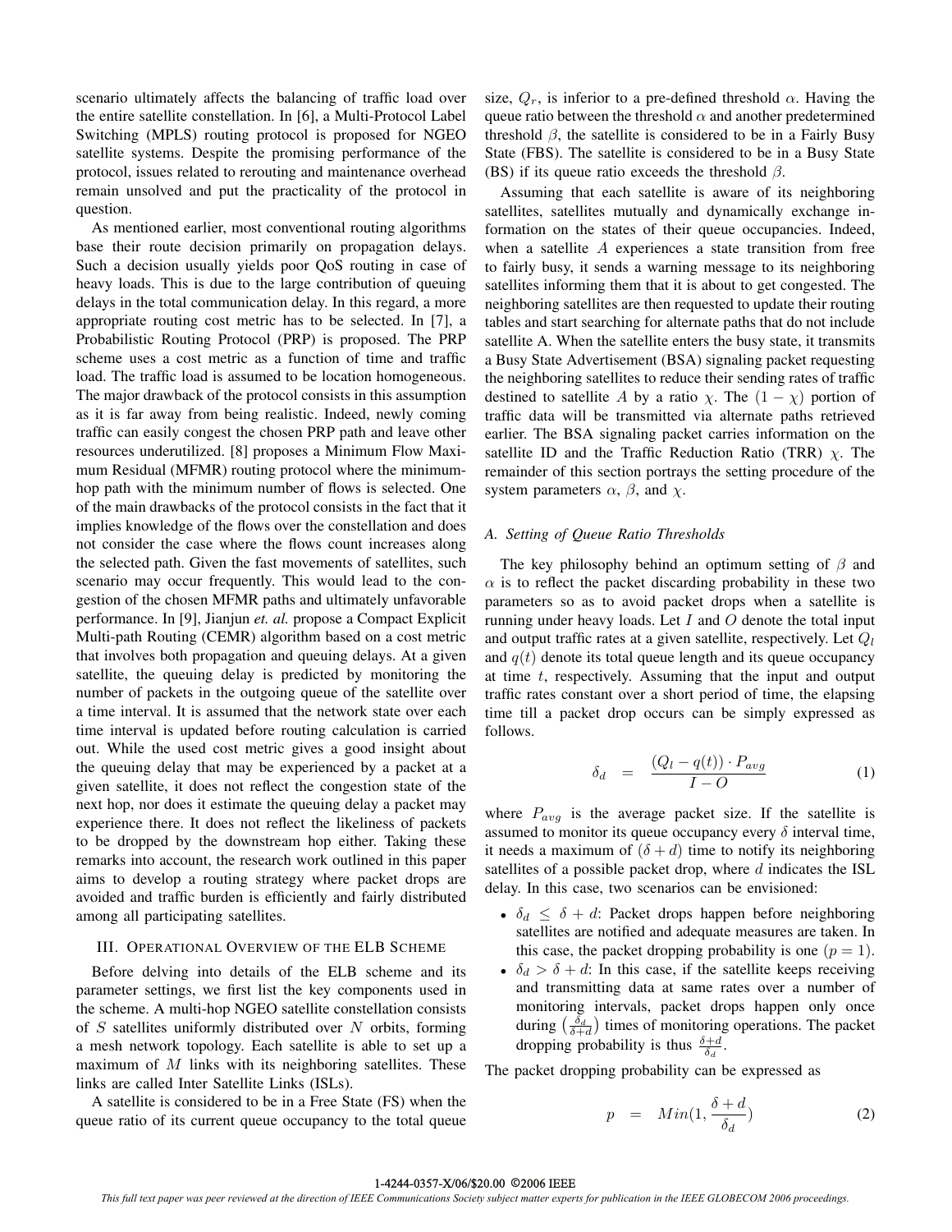scenario ultimately affects the balancing of traffic load over the entire satellite constellation. In [6], a Multi-Protocol Label Switching (MPLS) routing protocol is proposed for NGEO satellite systems. Despite the promising performance of the protocol, issues related to rerouting and maintenance overhead remain unsolved and put the practicality of the protocol in question.

As mentioned earlier, most conventional routing algorithms base their route decision primarily on propagation delays. Such a decision usually yields poor QoS routing in case of heavy loads. This is due to the large contribution of queuing delays in the total communication delay. In this regard, a more appropriate routing cost metric has to be selected. In [7], a Probabilistic Routing Protocol (PRP) is proposed. The PRP scheme uses a cost metric as a function of time and traffic load. The traffic load is assumed to be location homogeneous. The major drawback of the protocol consists in this assumption as it is far away from being realistic. Indeed, newly coming traffic can easily congest the chosen PRP path and leave other resources underutilized. [8] proposes a Minimum Flow Maximum Residual (MFMR) routing protocol where the minimum-hop path with the minimum number of flows is selected. One of the main drawbacks of the protocol consists in the fact that it implies knowledge of the flows over the constellation and does not consider the case where the flows count increases along the selected path. Given the fast movements of satellites, such scenario may occur frequently. This would lead to the congestion of the chosen MFMR paths and ultimately unfavorable performance. In [9], Jianjun *et. al.* propose a Compact Explicit Multi-path Routing (CEMR) algorithm based on a cost metric that involves both propagation and queuing delays. At a given satellite, the queuing delay is predicted by monitoring the number of packets in the outgoing queue of the satellite over a time interval. It is assumed that the network state over each time interval is updated before routing calculation is carried out. While the used cost metric gives a good insight about the queuing delay that may be experienced by a packet at a given satellite, it does not reflect the congestion state of the next hop, nor does it estimate the queuing delay a packet may experience there. It does not reflect the likeliness of packets to be dropped by the downstream hop either. Taking these remarks into account, the research work outlined in this paper aims to develop a routing strategy where packet drops are avoided and traffic burden is efficiently and fairly distributed among all participating satellites.

## III. Operational Overview of the ELB Scheme

Before delving into details of the ELB scheme and its parameter settings, we first list the key components used in the scheme. A multi-hop NGEO satellite constellation consists of $S$ satellites uniformly distributed over $N$ orbits, forming a mesh network topology. Each satellite is able to set up a maximum of $M$ links with its neighboring satellites. These links are called Inter Satellite Links (ISLs).

A satellite is considered to be in a Free State (FS) when the queue ratio of its current queue occupancy to the total queue size, $Q_r$, is inferior to a pre-defined threshold $\alpha$. Having the queue ratio between the threshold $\alpha$ and another predetermined threshold $\beta$, the satellite is considered to be in a Fairly Busy State (FBS). The satellite is considered to be in a Busy State (BS) if its queue ratio exceeds the threshold $\beta$.

Assuming that each satellite is aware of its neighboring satellites, satellites mutually and dynamically exchange information on the states of their queue occupancies. Indeed, when a satellite $A$ experiences a state transition from free to fairly busy, it sends a warning message to its neighboring satellites informing them that it is about to get congested. The neighboring satellites are then requested to update their routing tables and start searching for alternate paths that do not include satellite A. When the satellite enters the busy state, it transmits a Busy State Advertisement (BSA) signaling packet requesting the neighboring satellites to reduce their sending rates of traffic destined to satellite $A$ by a ratio $\chi$. The $(1-\chi)$ portion of traffic data will be transmitted via alternate paths retrieved earlier. The BSA signaling packet carries information on the satellite ID and the Traffic Reduction Ratio (TRR) $\chi$. The remainder of this section portrays the setting procedure of the system parameters $\alpha$, $\beta$, and $\chi$.

### *A. Setting of Queue Ratio Thresholds*

The key philosophy behind an optimum setting of $\beta$ and $\alpha$ is to reflect the packet discarding probability in these two parameters so as to avoid packet drops when a satellite is running under heavy loads. Let $I$ and $O$ denote the total input and output traffic rates at a given satellite, respectively. Let $Q_l$ and $q(t)$ denote its total queue length and its queue occupancy at time $t$, respectively. Assuming that the input and output traffic rates constant over a short period of time, the elapsing time till a packet drop occurs can be simply expressed as follows.

$$\delta_d \quad = \quad \frac{(Q_l - q(t)) \cdot P_{avg}}{I - O} \tag{1}$$

where $P_{avg}$ is the average packet size. If the satellite is assumed to monitor its queue occupancy every $\delta$ interval time, it needs a maximum of $(\delta + d)$ time to notify its neighboring satellites of a possible packet drop, where $d$ indicates the ISL delay. In this case, two scenarios can be envisioned:

- $\delta_d \leq \delta + d$: Packet drops happen before neighboring satellites are notified and adequate measures are taken. In this case, the packet dropping probability is one ($p = 1$).
- $\delta_d > \delta + d$: In this case, if the satellite keeps receiving and transmitting data at same rates over a number of monitoring intervals, packet drops happen only once during $\left(\frac{\delta_d}{\delta+d}\right)$ times of monitoring operations. The packet dropping probability is thus $\frac{\delta+d}{\delta_d}$.

The packet dropping probability can be expressed as

$$p \quad = \quad Min(1, \frac{\delta + d}{\delta_d}) \tag{2}$$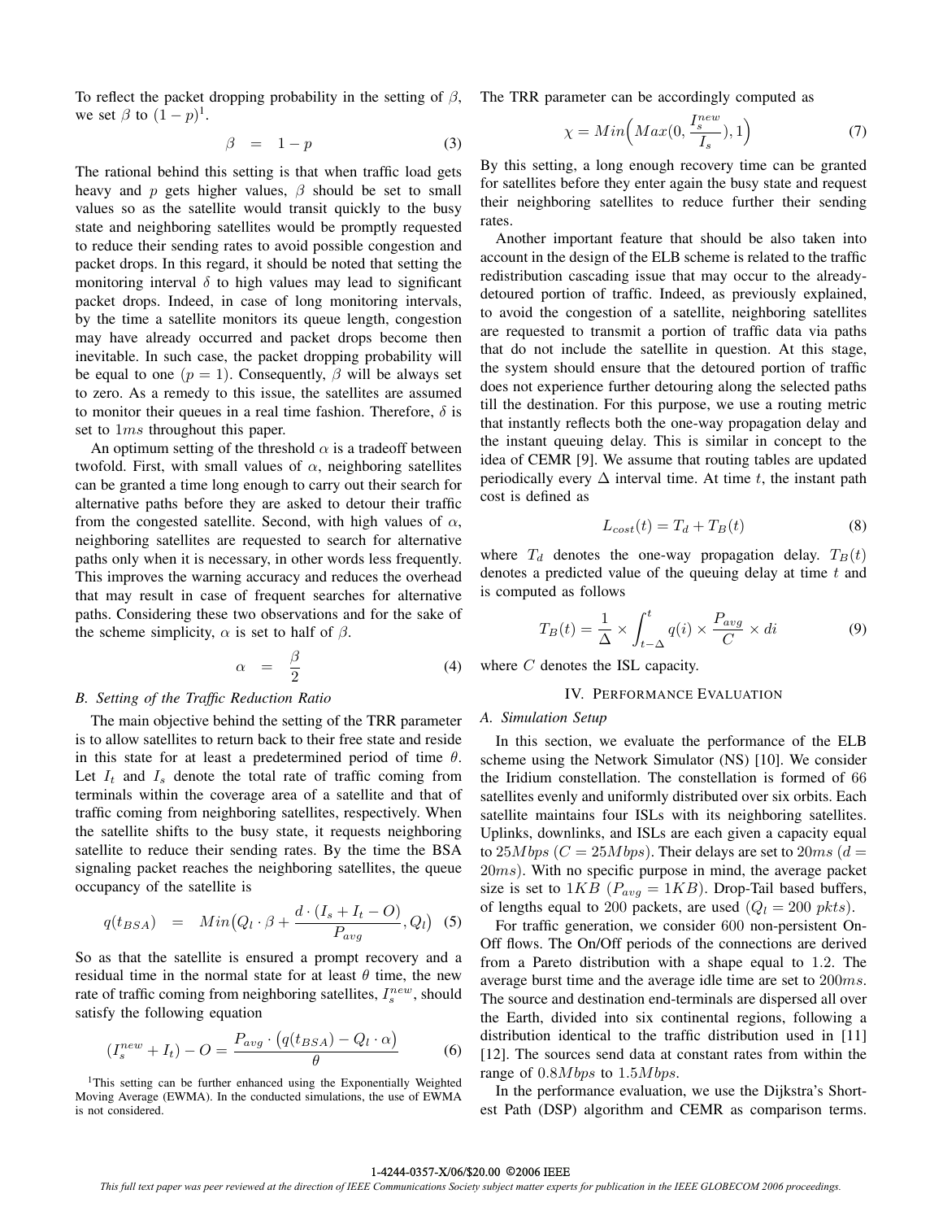To reflect the packet dropping probability in the setting of $\beta$, we set $\beta$ to $(1-p)$[1].

$$\beta = 1 - p \tag{3}$$

The rational behind this setting is that when traffic load gets heavy and $p$ gets higher values, $\beta$ should be set to small values so as the satellite would transit quickly to the busy state and neighboring satellites would be promptly requested to reduce their sending rates to avoid possible congestion and packet drops. In this regard, it should be noted that setting the monitoring interval $\delta$ to high values may lead to significant packet drops. Indeed, in case of long monitoring intervals, by the time a satellite monitors its queue length, congestion may have already occurred and packet drops become then inevitable. In such case, the packet dropping probability will be equal to one ($p = 1$). Consequently, $\beta$ will be always set to zero. As a remedy to this issue, the satellites are assumed to monitor their queues in a real time fashion. Therefore, $\delta$ is set to $1ms$ throughout this paper.

An optimum setting of the threshold $\alpha$ is a tradeoff between twofold. First, with small values of $\alpha$, neighboring satellites can be granted a time long enough to carry out their search for alternative paths before they are asked to detour their traffic from the congested satellite. Second, with high values of $\alpha$, neighboring satellites are requested to search for alternative paths only when it is necessary, in other words less frequently. This improves the warning accuracy and reduces the overhead that may result in case of frequent searches for alternative paths. Considering these two observations and for the sake of the scheme simplicity, $\alpha$ is set to half of $\beta$.

$$\alpha = \frac{\beta}{2} \tag{4}$$

### B. Setting of the Traffic Reduction Ratio

The main objective behind the setting of the TRR parameter is to allow satellites to return back to their free state and reside in this state for at least a predetermined period of time $\theta$. Let $I_t$ and $I_s$ denote the total rate of traffic coming from terminals within the coverage area of a satellite and that of traffic coming from neighboring satellites, respectively. When the satellite shifts to the busy state, it requests neighboring satellite to reduce their sending rates. By the time the BSA signaling packet reaches the neighboring satellites, the queue occupancy of the satellite is

$$q(t_{BSA}) = Min\Big(Q_l \cdot \beta + \frac{d \cdot (I_s + I_t - O)}{P_{avg}}, Q_l\Big) \tag{5}$$

So as that the satellite is ensured a prompt recovery and a residual time in the normal state for at least $\theta$ time, the new rate of traffic coming from neighboring satellites, $I_s^{new}$, should satisfy the following equation

$$(I_s^{new} + I_t) - O = \frac{P_{avg} \cdot \big(q(t_{BSA}) - Q_l \cdot \alpha\big)}{\theta} \tag{6}$$

[1]This setting can be further enhanced using the Exponentially Weighted Moving Average (EWMA). In the conducted simulations, the use of EWMA is not considered.

The TRR parameter can be accordingly computed as

$$\chi = Min\Big(Max(0, \frac{I_s^{new}}{I_s}), 1\Big) \tag{7}$$

By this setting, a long enough recovery time can be granted for satellites before they enter again the busy state and request their neighboring satellites to reduce further their sending rates.

Another important feature that should be also taken into account in the design of the ELB scheme is related to the traffic redistribution cascading issue that may occur to the already-detoured portion of traffic. Indeed, as previously explained, to avoid the congestion of a satellite, neighboring satellites are requested to transmit a portion of traffic data via paths that do not include the satellite in question. At this stage, the system should ensure that the detoured portion of traffic does not experience further detouring along the selected paths till the destination. For this purpose, we use a routing metric that instantly reflects both the one-way propagation delay and the instant queuing delay. This is similar in concept to the idea of CEMR [9]. We assume that routing tables are updated periodically every $\Delta$ interval time. At time $t$, the instant path cost is defined as

$$L_{cost}(t) = T_d + T_B(t) \tag{8}$$

where $T_d$ denotes the one-way propagation delay. $T_B(t)$ denotes a predicted value of the queuing delay at time $t$ and is computed as follows

$$T_B(t) = \frac{1}{\Delta} \times \int_{t-\Delta}^{t} q(i) \times \frac{P_{avg}}{C} \times di \tag{9}$$

where $C$ denotes the ISL capacity.

## IV. Performance Evaluation

### A. Simulation Setup

In this section, we evaluate the performance of the ELB scheme using the Network Simulator (NS) [10]. We consider the Iridium constellation. The constellation is formed of 66 satellites evenly and uniformly distributed over six orbits. Each satellite maintains four ISLs with its neighboring satellites. Uplinks, downlinks, and ISLs are each given a capacity equal to $25Mbps$ ($C = 25Mbps$). Their delays are set to $20ms$ ($d = 20ms$). With no specific purpose in mind, the average packet size is set to $1KB$ ($P_{avg} = 1KB$). Drop-Tail based buffers, of lengths equal to 200 packets, are used ($Q_l = 200\ pkts$).

For traffic generation, we consider 600 non-persistent On-Off flows. The On/Off periods of the connections are derived from a Pareto distribution with a shape equal to 1.2. The average burst time and the average idle time are set to $200ms$. The source and destination end-terminals are dispersed all over the Earth, divided into six continental regions, following a distribution identical to the traffic distribution used in [11] [12]. The sources send data at constant rates from within the range of $0.8Mbps$ to $1.5Mbps$.

In the performance evaluation, we use the Dijkstra's Shortest Path (DSP) algorithm and CEMR as comparison terms.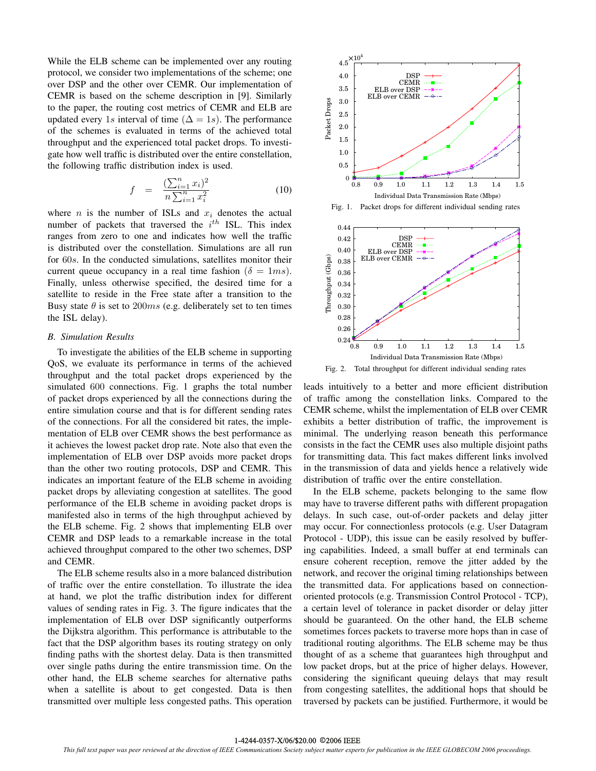While the ELB scheme can be implemented over any routing protocol, we consider two implementations of the scheme; one over DSP and the other over CEMR. Our implementation of CEMR is based on the scheme description in [9]. Similarly to the paper, the routing cost metrics of CEMR and ELB are updated every $1s$ interval of time ($\Delta = 1s$). The performance of the schemes is evaluated in terms of the achieved total throughput and the experienced total packet drops. To investigate how well traffic is distributed over the entire constellation, the following traffic distribution index is used.

$$f \quad = \quad \frac{(\sum_{i=1}^{n} x_i)^2}{n \sum_{i=1}^{n} x_i^2} \tag{10}$$

where $n$ is the number of ISLs and $x_i$ denotes the actual number of packets that traversed the $i^{th}$ ISL. This index ranges from zero to one and indicates how well the traffic is distributed over the constellation. Simulations are all run for $60s$. In the conducted simulations, satellites monitor their current queue occupancy in a real time fashion ($\delta = 1ms$). Finally, unless otherwise specified, the desired time for a satellite to reside in the Free state after a transition to the Busy state $\theta$ is set to $200ms$ (e.g. deliberately set to ten times the ISL delay).

### *B. Simulation Results*

To investigate the abilities of the ELB scheme in supporting QoS, we evaluate its performance in terms of the achieved throughput and the total packet drops experienced by the simulated 600 connections. Fig. 1 graphs the total number of packet drops experienced by all the connections during the entire simulation course and that is for different sending rates of the connections. For all the considered bit rates, the implementation of ELB over CEMR shows the best performance as it achieves the lowest packet drop rate. Note also that even the implementation of ELB over DSP avoids more packet drops than the other two routing protocols, DSP and CEMR. This indicates an important feature of the ELB scheme in avoiding packet drops by alleviating congestion at satellites. The good performance of the ELB scheme in avoiding packet drops is manifested also in terms of the high throughput achieved by the ELB scheme. Fig. 2 shows that implementing ELB over CEMR and DSP leads to a remarkable increase in the total achieved throughput compared to the other two schemes, DSP and CEMR.

The ELB scheme results also in a more balanced distribution of traffic over the entire constellation. To illustrate the idea at hand, we plot the traffic distribution index for different values of sending rates in Fig. 3. The figure indicates that the implementation of ELB over DSP significantly outperforms the Dijkstra algorithm. This performance is attributable to the fact that the DSP algorithm bases its routing strategy on only finding paths with the shortest delay. Data is then transmitted over single paths during the entire transmission time. On the other hand, the ELB scheme searches for alternative paths when a satellite is about to get congested. Data is then transmitted over multiple less congested paths. This operation leads intuitively to a better and more efficient distribution of traffic among the constellation links. Compared to the CEMR scheme, whilst the implementation of ELB over CEMR exhibits a better distribution of traffic, the improvement is minimal. The underlying reason beneath this performance consists in the fact the CEMR uses also multiple disjoint paths for transmitting data. This fact makes different links involved in the transmission of data and yields hence a relatively wide distribution of traffic over the entire constellation.

Fig. 1. Packet drops for different individual sending rates

Fig. 2. Total throughput for different individual sending rates

In the ELB scheme, packets belonging to the same flow may have to traverse different paths with different propagation delays. In such case, out-of-order packets and delay jitter may occur. For connectionless protocols (e.g. User Datagram Protocol - UDP), this issue can be easily resolved by buffering capabilities. Indeed, a small buffer at end terminals can ensure coherent reception, remove the jitter added by the network, and recover the original timing relationships between the transmitted data. For applications based on connection-oriented protocols (e.g. Transmission Control Protocol - TCP), a certain level of tolerance in packet disorder or delay jitter should be guaranteed. On the other hand, the ELB scheme sometimes forces packets to traverse more hops than in case of traditional routing algorithms. The ELB scheme may be thus thought of as a scheme that guarantees high throughput and low packet drops, but at the price of higher delays. However, considering the significant queuing delays that may result from congesting satellites, the additional hops that should be traversed by packets can be justified. Furthermore, it would be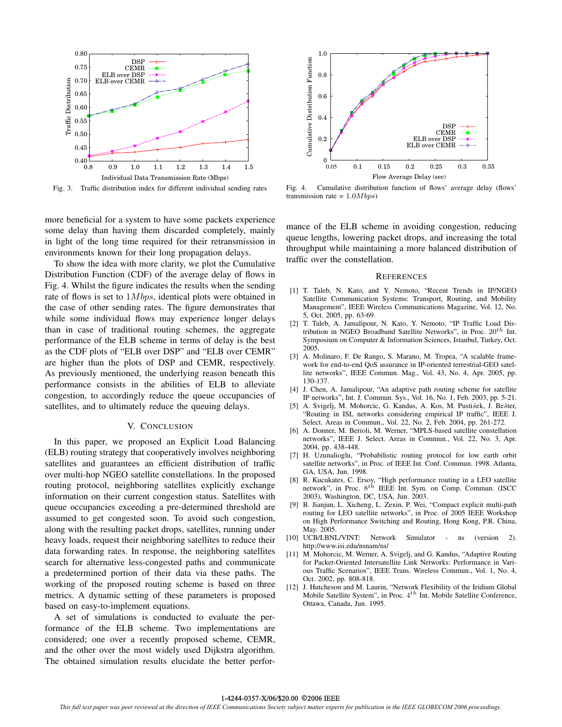0.80
0.75
0.70
0.65
0.60
0.55
0.50
0.45
0.40

Traffic Distribution

0.8 0.9 1.0 1.1 1.2 1.3 1.4 1.5

Individual Data Transmission Rate (Mbps)

DSP
CEMR
ELB over DSP
ELB over CEMR

Fig. 3. Traffic distribution index for different individual sending rates

1.0
0.8
0.6
0.4
0.2
0

Cumulative Distribution Function

0.05 0.1 0.15 0.2 0.25 0.3 0.35

Flow Average Delay (sec)

DSP
CEMR
ELB over DSP
ELB over CEMR

Fig. 4. Cumulative distribution function of flows' average delay (flows' transmission rate = $1.0Mbps$)

more beneficial for a system to have some packets experience some delay than having them discarded completely, mainly in light of the long time required for their retransmission in environments known for their long propagation delays.

To show the idea with more clarity, we plot the Cumulative Distribution Function (CDF) of the average delay of flows in Fig. 4. Whilst the figure indicates the results when the sending rate of flows is set to $1Mbps$, identical plots were obtained in the case of other sending rates. The figure demonstrates that while some individual flows may experience longer delays than in case of traditional routing schemes, the aggregate performance of the ELB scheme in terms of delay is the best as the CDF plots of "ELB over DSP" and "ELB over CEMR" are higher than the plots of DSP and CEMR, respectively. As previously mentioned, the underlying reason beneath this performance consists in the abilities of ELB to alleviate congestion, to accordingly reduce the queue occupancies of satellites, and to ultimately reduce the queuing delays.

## V. Conclusion

In this paper, we proposed an Explicit Load Balancing (ELB) routing strategy that cooperatively involves neighboring satellites and guarantees an efficient distribution of traffic over multi-hop NGEO satellite constellations. In the proposed routing protocol, neighboring satellites explicitly exchange information on their current congestion status. Satellites with queue occupancies exceeding a pre-determined threshold are assumed to get congested soon. To avoid such congestion, along with the resulting packet drops, satellites, running under heavy loads, request their neighboring satellites to reduce their data forwarding rates. In response, the neighboring satellites search for alternative less-congested paths and communicate a predetermined portion of their data via these paths. The working of the proposed routing scheme is based on three metrics. A dynamic setting of these parameters is proposed based on easy-to-implement equations.

A set of simulations is conducted to evaluate the performance of the ELB scheme. Two implementations are considered; one over a recently proposed scheme, CEMR, and the other over the most widely used Dijkstra algorithm. The obtained simulation results elucidate the better performance of the ELB scheme in avoiding congestion, reducing queue lengths, lowering packet drops, and increasing the total throughput while maintaining a more balanced distribution of traffic over the constellation.

## References

[1] T. Taleb, N. Kato, and Y. Nemoto, "Recent Trends in IP/NGEO Satellite Communication Systems: Transport, Routing, and Mobility Management", IEEE Wireless Communications Magazine, Vol. 12, No. 5, Oct. 2005, pp. 63-69.

[2] T. Taleb, A. Jamalipour, N. Kato, Y. Nemoto, "IP Traffic Load Distribution in NGEO Broadband Satellite Networks", in Proc. $20^{th}$ Int. Symposium on Computer & Information Sciences, Istanbul, Turkey, Oct. 2005.

[3] A. Molinaro, F. De Rango, S. Marano, M. Tropea, "A scalable framework for end-to-end QoS assurance in IP-oriented terrestrial-GEO satellite networks", IEEE Commun. Mag., Vol. 43, No. 4, Apr. 2005, pp. 130-137.

[4] J. Chen, A. Jamalipour, "An adaptive path routing scheme for satellite IP networks", Int. J. Commun. Sys., Vol. 16, No. 1, Feb. 2003, pp. 5-21.

[5] A. Svigelj, M. Mohorcic, G. Kandus, A. Kos, M. Pustišek, J. Bešter, "Routing in ISL networks considering empirical IP traffic", IEEE J. Select. Areas in Commun., Vol. 22, No. 2, Feb. 2004, pp. 261-272.

[6] A. Donner, M. Berioli, M. Werner, "MPLS-based satellite constellation networks", IEEE J. Select. Areas in Commun., Vol. 22, No. 3, Apr. 2004, pp. 438-448.

[7] H. Uzunalioglu, "Probabilistic routing protocol for low earth orbit satellite networks", in Proc. of IEEE Int. Conf. Commun. 1998. Atlanta, GA, USA, Jun. 1998.

[8] R. Kucukates, C. Ersoy, "High performance routing in a LEO satellite network", in Proc. $8^{th}$ IEEE Int. Sym. on Comp. Commun. (ISCC 2003), Washington, DC, USA, Jun. 2003.

[9] B. Jianjun, L. Xicheng, L. Zexin, P. Wei, "Compact explicit multi-path routing for LEO satellite networks", in Proc. of 2005 IEEE Workshop on High Performance Switching and Routing, Hong Kong, P.R. China, May. 2005.

[10] UCB/LBNL/VINT: Network Simulator - ns (version 2). http://www.isi.edu/nsnam/ns/

[11] M. Mohorcic, M. Werner, A. Svigelj, and G. Kandus, "Adaptive Routing for Packet-Oriented Intersatellite Link Networks: Performance in Various Traffic Scenarios", IEEE Trans. Wireless Commun., Vol. 1, No. 4, Oct. 2002, pp. 808-818.

[12] J. Hutcheson and M. Laurin, "Network Flexibility of the Iridium Global Mobile Satellite System", in Proc. $4^{th}$ Int. Mobile Satellite Conference, Ottawa, Canada, Jun. 1995.